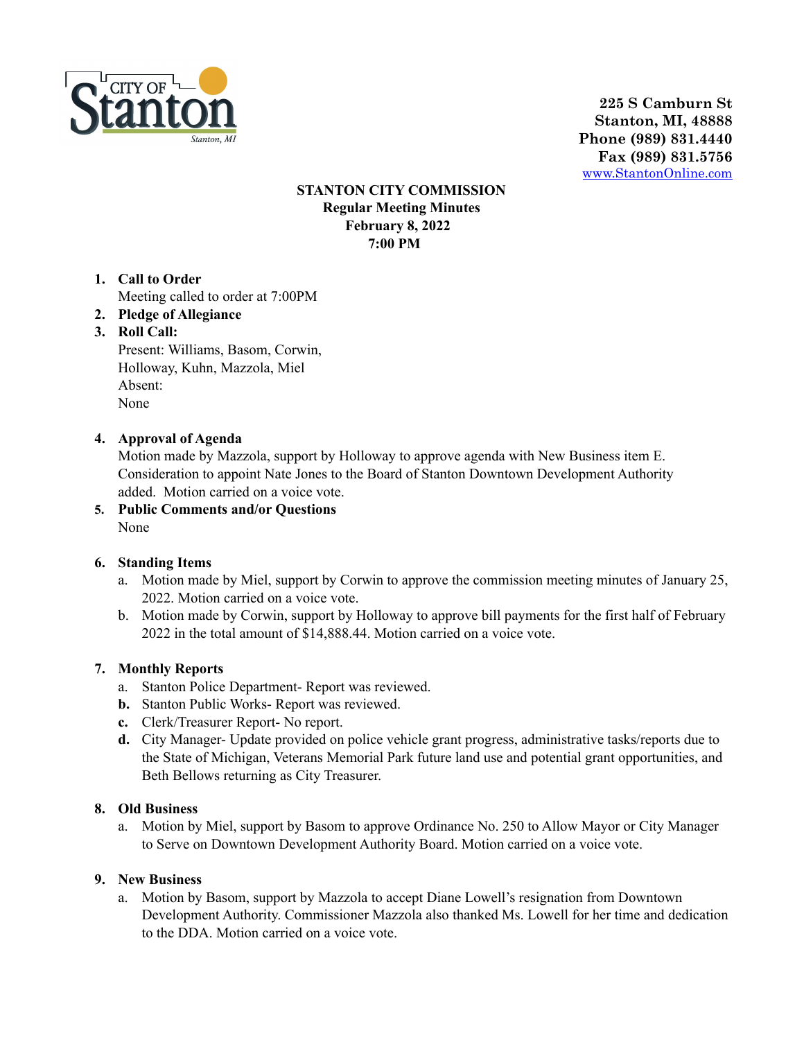CITY OF Stanton
Stanton, MI

225 S Camburn St
Stanton, MI, 48888
Phone (989) 831.4440
Fax (989) 831.5756
www.StantonOnline.com

**STANTON CITY COMMISSION**
**Regular Meeting Minutes**
**February 8, 2022**
**7:00 PM**

1. **Call to Order**
   Meeting called to order at 7:00PM
2. **Pledge of Allegiance**
3. **Roll Call:**
   Present: Williams, Basom, Corwin, Holloway, Kuhn, Mazzola, Miel
   Absent:
   None

4. **Approval of Agenda**
   Motion made by Mazzola, support by Holloway to approve agenda with New Business item E. Consideration to appoint Nate Jones to the Board of Stanton Downtown Development Authority added. Motion carried on a voice vote.
5. **Public Comments and/or Questions**
   None

6. **Standing Items**
   a. Motion made by Miel, support by Corwin to approve the commission meeting minutes of January 25, 2022. Motion carried on a voice vote.
   b. Motion made by Corwin, support by Holloway to approve bill payments for the first half of February 2022 in the total amount of $14,888.44. Motion carried on a voice vote.

7. **Monthly Reports**
   a. Stanton Police Department- Report was reviewed.
   **b.** Stanton Public Works- Report was reviewed.
   **c.** Clerk/Treasurer Report- No report.
   **d.** City Manager- Update provided on police vehicle grant progress, administrative tasks/reports due to the State of Michigan, Veterans Memorial Park future land use and potential grant opportunities, and Beth Bellows returning as City Treasurer.

8. **Old Business**
   a. Motion by Miel, support by Basom to approve Ordinance No. 250 to Allow Mayor or City Manager to Serve on Downtown Development Authority Board. Motion carried on a voice vote.

9. **New Business**
   a. Motion by Basom, support by Mazzola to accept Diane Lowell's resignation from Downtown Development Authority. Commissioner Mazzola also thanked Ms. Lowell for her time and dedication to the DDA. Motion carried on a voice vote.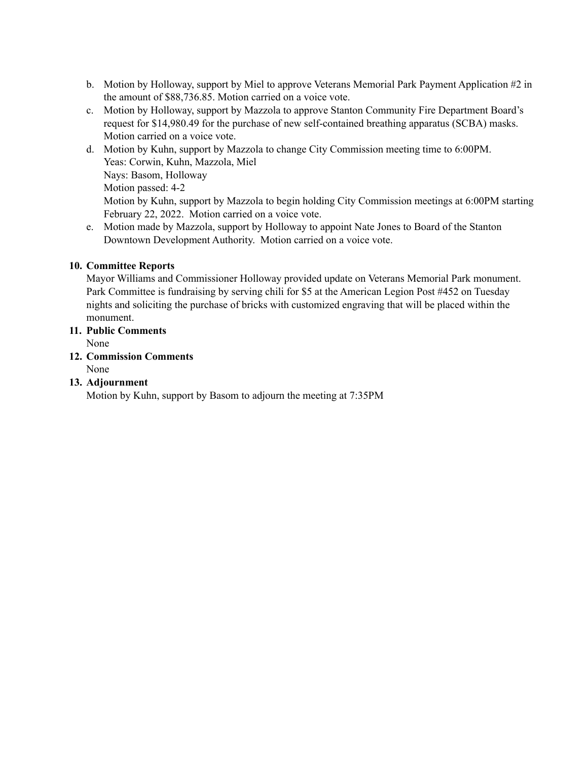b. Motion by Holloway, support by Miel to approve Veterans Memorial Park Payment Application #2 in the amount of $88,736.85. Motion carried on a voice vote.

c. Motion by Holloway, support by Mazzola to approve Stanton Community Fire Department Board's request for $14,980.49 for the purchase of new self-contained breathing apparatus (SCBA) masks. Motion carried on a voice vote.

d. Motion by Kuhn, support by Mazzola to change City Commission meeting time to 6:00PM.
Yeas: Corwin, Kuhn, Mazzola, Miel
Nays: Basom, Holloway
Motion passed: 4-2
Motion by Kuhn, support by Mazzola to begin holding City Commission meetings at 6:00PM starting February 22, 2022. Motion carried on a voice vote.

e. Motion made by Mazzola, support by Holloway to appoint Nate Jones to Board of the Stanton Downtown Development Authority. Motion carried on a voice vote.

**10. Committee Reports**

Mayor Williams and Commissioner Holloway provided update on Veterans Memorial Park monument. Park Committee is fundraising by serving chili for $5 at the American Legion Post #452 on Tuesday nights and soliciting the purchase of bricks with customized engraving that will be placed within the monument.

**11. Public Comments**

None

**12. Commission Comments**

None

**13. Adjournment**

Motion by Kuhn, support by Basom to adjourn the meeting at 7:35PM